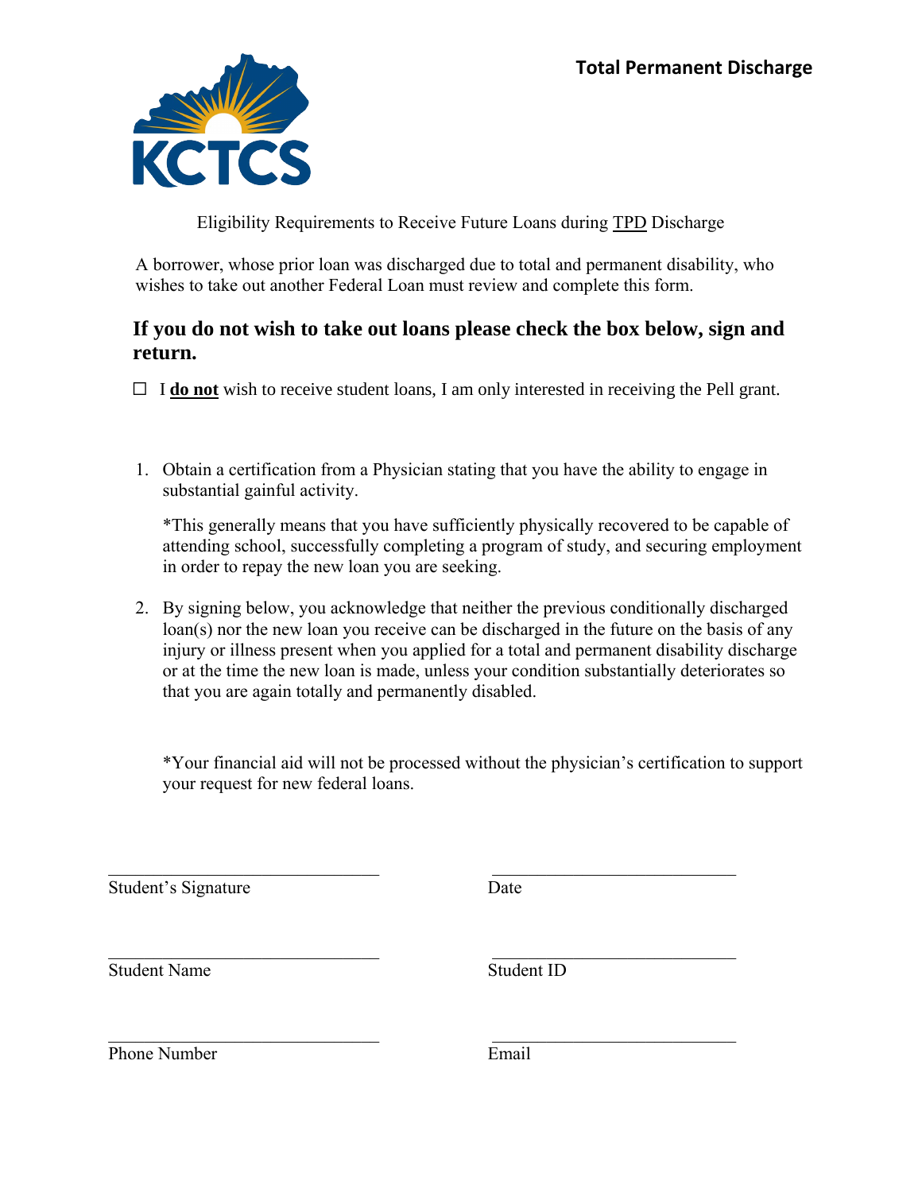**Total Permanent Discharge**

Eligibility Requirements to Receive Future Loans during TPD Discharge

A borrower, whose prior loan was discharged due to total and permanent disability, who wishes to take out another Federal Loan must review and complete this form.

## If you do not wish to take out loans please check the box below, sign and return.

☐ I **do not** wish to receive student loans, I am only interested in receiving the Pell grant.

1. Obtain a certification from a Physician stating that you have the ability to engage in substantial gainful activity.

   *This generally means that you have sufficiently physically recovered to be capable of attending school, successfully completing a program of study, and securing employment in order to repay the new loan you are seeking.

2. By signing below, you acknowledge that neither the previous conditionally discharged loan(s) nor the new loan you receive can be discharged in the future on the basis of any injury or illness present when you applied for a total and permanent disability discharge or at the time the new loan is made, unless your condition substantially deteriorates so that you are again totally and permanently disabled.

   *Your financial aid will not be processed without the physician's certification to support your request for new federal loans.

\_\_\_\_\_\_\_\_\_\_\_\_\_\_\_\_\_\_\_\_\_\_\_\_\_\_\_\_ \_\_\_\_\_\_\_\_\_\_\_\_\_\_\_\_\_\_\_\_\_\_\_\_\_\_\_\_
Student's Signature Date

\_\_\_\_\_\_\_\_\_\_\_\_\_\_\_\_\_\_\_\_\_\_\_\_\_\_\_\_ \_\_\_\_\_\_\_\_\_\_\_\_\_\_\_\_\_\_\_\_\_\_\_\_\_\_\_\_
Student Name Student ID

\_\_\_\_\_\_\_\_\_\_\_\_\_\_\_\_\_\_\_\_\_\_\_\_\_\_\_\_ \_\_\_\_\_\_\_\_\_\_\_\_\_\_\_\_\_\_\_\_\_\_\_\_\_\_\_\_
Phone Number Email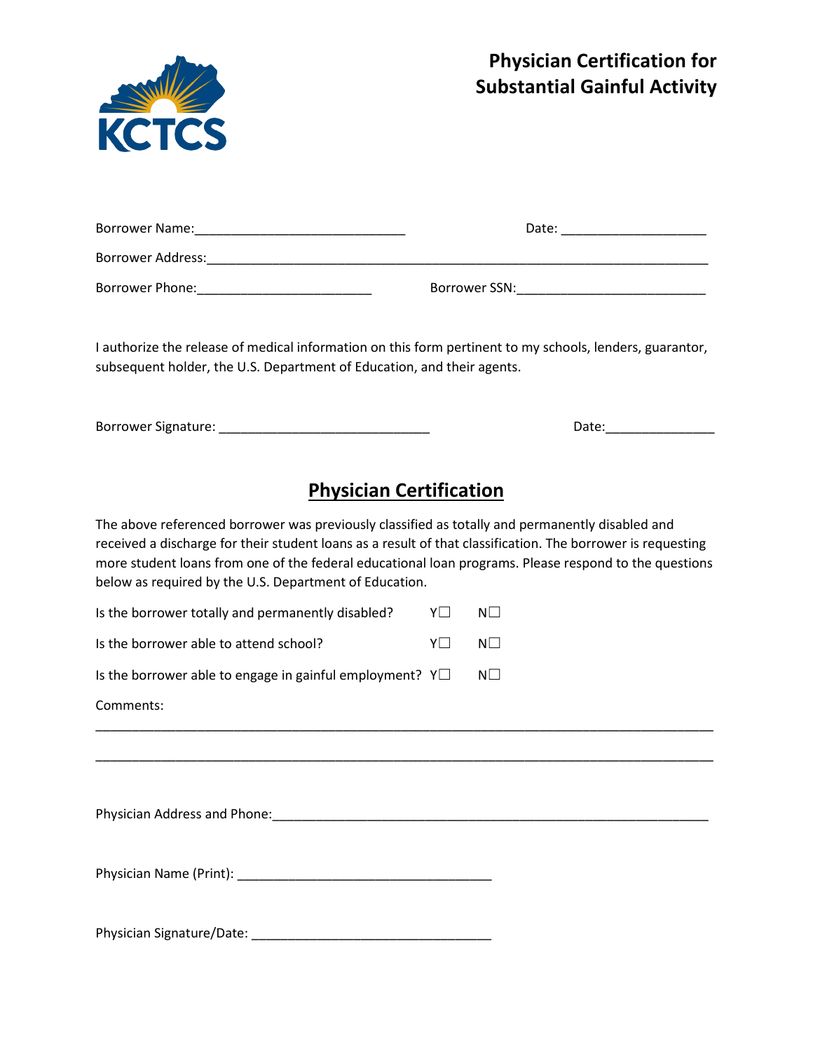# Physician Certification for Substantial Gainful Activity

Borrower Name:_____________________________ Date: ____________________

Borrower Address:______________________________________________________________________

Borrower Phone:________________________ Borrower SSN:__________________________

I authorize the release of medical information on this form pertinent to my schools, lenders, guarantor, subsequent holder, the U.S. Department of Education, and their agents.

Borrower Signature: _____________________________ Date:_______________

## Physician Certification

The above referenced borrower was previously classified as totally and permanently disabled and received a discharge for their student loans as a result of that classification. The borrower is requesting more student loans from one of the federal educational loan programs. Please respond to the questions below as required by the U.S. Department of Education.

Is the borrower totally and permanently disabled? Y☐ N☐

Is the borrower able to attend school? Y☐ N☐

Is the borrower able to engage in gainful employment? Y☐ N☐

Comments:

_____________________________________________________________________________________

_____________________________________________________________________________________

Physician Address and Phone:_____________________________________________________________

Physician Name (Print): ___________________________________

Physician Signature/Date: _________________________________